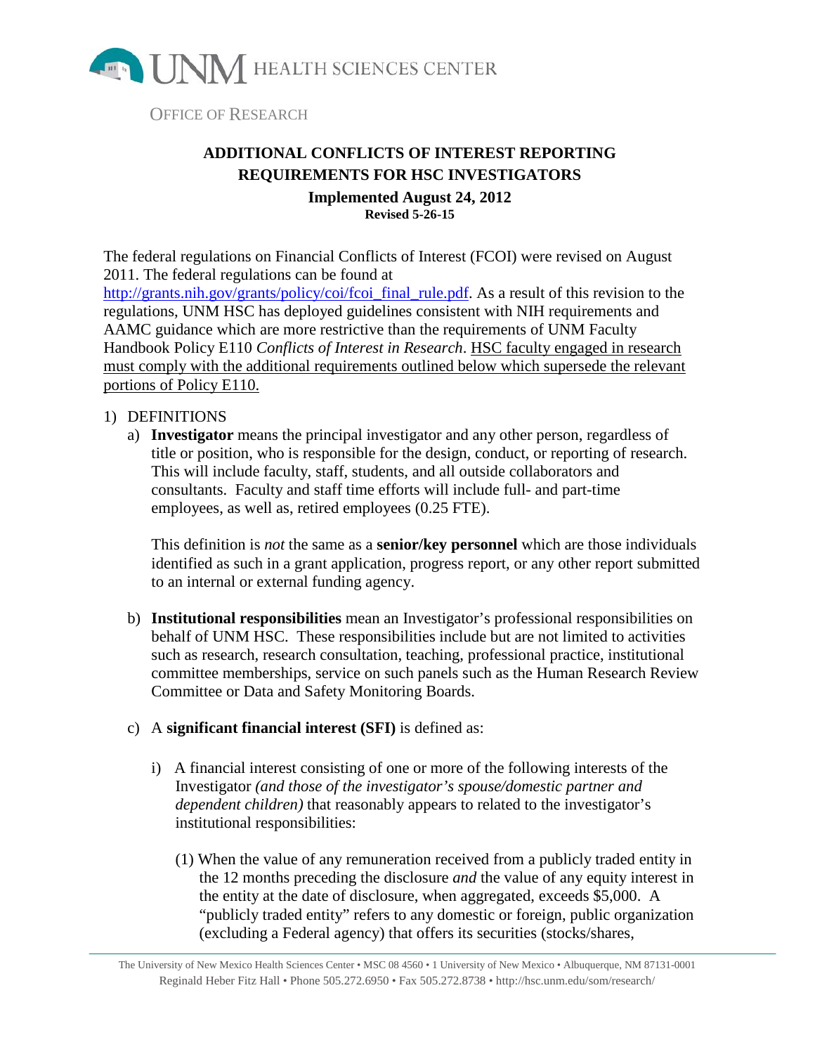UNM HEALTH SCIENCES CENTER

OFFICE OF RESEARCH

# ADDITIONAL CONFLICTS OF INTEREST REPORTING REQUIREMENTS FOR HSC INVESTIGATORS

**Implemented August 24, 2012**

**Revised 5-26-15**

The federal regulations on Financial Conflicts of Interest (FCOI) were revised on August 2011. The federal regulations can be found at http://grants.nih.gov/grants/policy/coi/fcoi_final_rule.pdf. As a result of this revision to the regulations, UNM HSC has deployed guidelines consistent with NIH requirements and AAMC guidance which are more restrictive than the requirements of UNM Faculty Handbook Policy E110 *Conflicts of Interest in Research*. <u>HSC faculty engaged in research must comply with the additional requirements outlined below which supersede the relevant portions of Policy E110.</u>

1) DEFINITIONS
   a) **Investigator** means the principal investigator and any other person, regardless of title or position, who is responsible for the design, conduct, or reporting of research. This will include faculty, staff, students, and all outside collaborators and consultants. Faculty and staff time efforts will include full- and part-time employees, as well as, retired employees (0.25 FTE).

      This definition is *not* the same as a **senior/key personnel** which are those individuals identified as such in a grant application, progress report, or any other report submitted to an internal or external funding agency.

   b) **Institutional responsibilities** mean an Investigator's professional responsibilities on behalf of UNM HSC. These responsibilities include but are not limited to activities such as research, research consultation, teaching, professional practice, institutional committee memberships, service on such panels such as the Human Research Review Committee or Data and Safety Monitoring Boards.

   c) A **significant financial interest (SFI)** is defined as:

      i) A financial interest consisting of one or more of the following interests of the Investigator *(and those of the investigator's spouse/domestic partner and dependent children)* that reasonably appears to related to the investigator's institutional responsibilities:

         (1) When the value of any remuneration received from a publicly traded entity in the 12 months preceding the disclosure *and* the value of any equity interest in the entity at the date of disclosure, when aggregated, exceeds $5,000. A "publicly traded entity" refers to any domestic or foreign, public organization (excluding a Federal agency) that offers its securities (stocks/shares,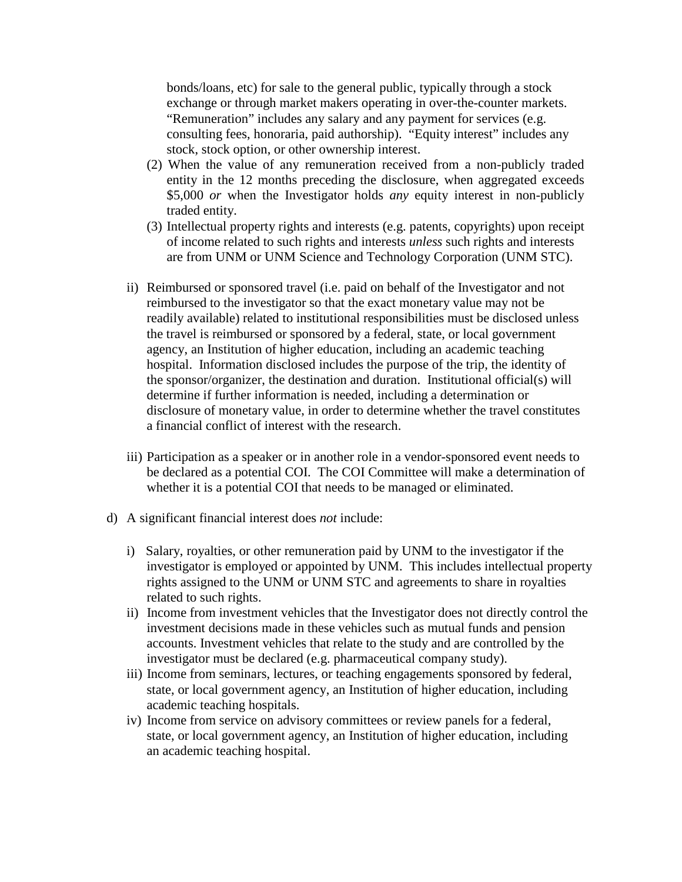bonds/loans, etc) for sale to the general public, typically through a stock exchange or through market makers operating in over-the-counter markets. "Remuneration" includes any salary and any payment for services (e.g. consulting fees, honoraria, paid authorship). "Equity interest" includes any stock, stock option, or other ownership interest.

(2) When the value of any remuneration received from a non-publicly traded entity in the 12 months preceding the disclosure, when aggregated exceeds $5,000 *or* when the Investigator holds *any* equity interest in non-publicly traded entity.

(3) Intellectual property rights and interests (e.g. patents, copyrights) upon receipt of income related to such rights and interests *unless* such rights and interests are from UNM or UNM Science and Technology Corporation (UNM STC).

ii) Reimbursed or sponsored travel (i.e. paid on behalf of the Investigator and not reimbursed to the investigator so that the exact monetary value may not be readily available) related to institutional responsibilities must be disclosed unless the travel is reimbursed or sponsored by a federal, state, or local government agency, an Institution of higher education, including an academic teaching hospital. Information disclosed includes the purpose of the trip, the identity of the sponsor/organizer, the destination and duration. Institutional official(s) will determine if further information is needed, including a determination or disclosure of monetary value, in order to determine whether the travel constitutes a financial conflict of interest with the research.

iii) Participation as a speaker or in another role in a vendor-sponsored event needs to be declared as a potential COI. The COI Committee will make a determination of whether it is a potential COI that needs to be managed or eliminated.

d) A significant financial interest does *not* include:

i) Salary, royalties, or other remuneration paid by UNM to the investigator if the investigator is employed or appointed by UNM. This includes intellectual property rights assigned to the UNM or UNM STC and agreements to share in royalties related to such rights.

ii) Income from investment vehicles that the Investigator does not directly control the investment decisions made in these vehicles such as mutual funds and pension accounts. Investment vehicles that relate to the study and are controlled by the investigator must be declared (e.g. pharmaceutical company study).

iii) Income from seminars, lectures, or teaching engagements sponsored by federal, state, or local government agency, an Institution of higher education, including academic teaching hospitals.

iv) Income from service on advisory committees or review panels for a federal, state, or local government agency, an Institution of higher education, including an academic teaching hospital.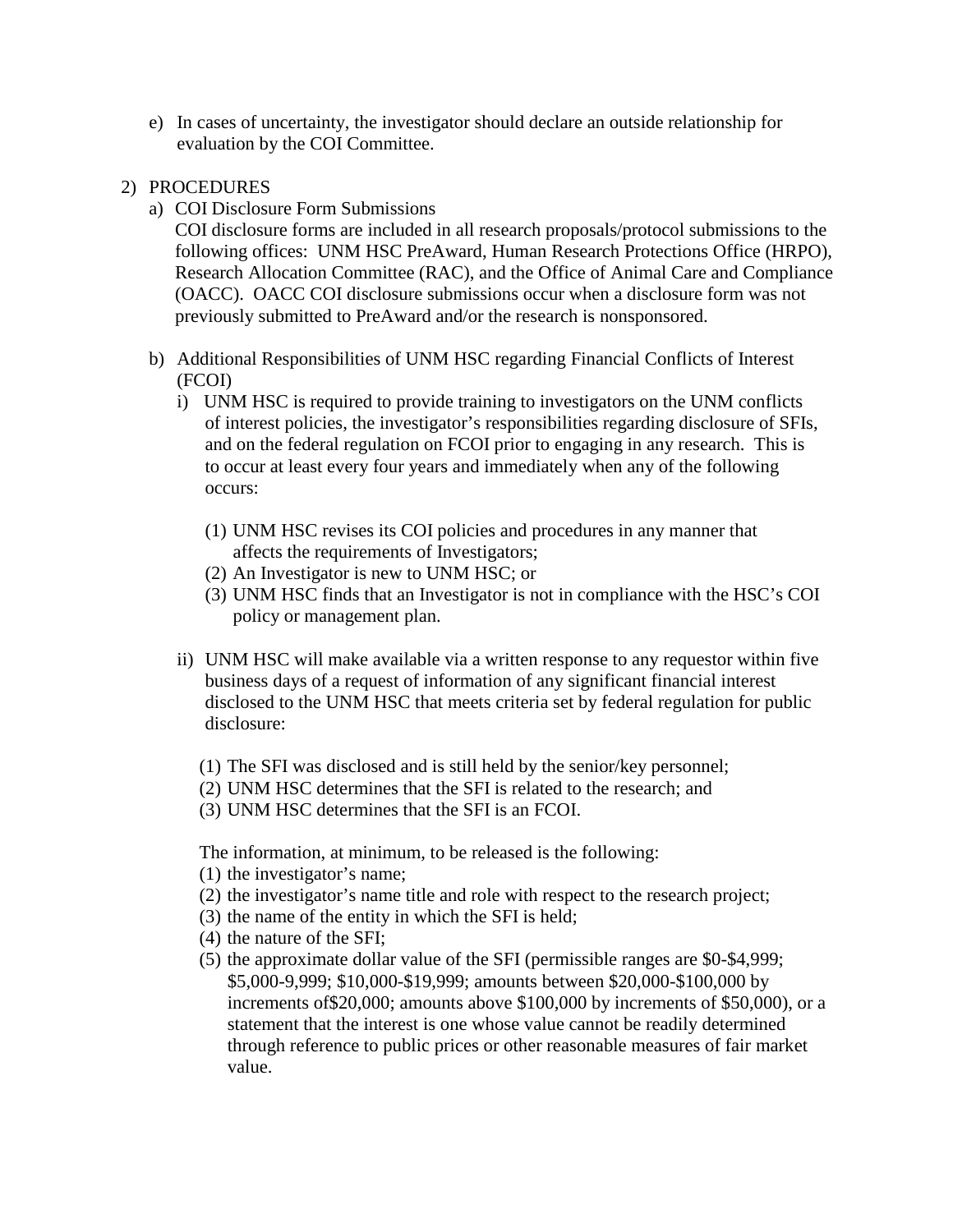e) In cases of uncertainty, the investigator should declare an outside relationship for evaluation by the COI Committee.

2) PROCEDURES

   a) COI Disclosure Form Submissions
   COI disclosure forms are included in all research proposals/protocol submissions to the following offices: UNM HSC PreAward, Human Research Protections Office (HRPO), Research Allocation Committee (RAC), and the Office of Animal Care and Compliance (OACC). OACC COI disclosure submissions occur when a disclosure form was not previously submitted to PreAward and/or the research is nonsponsored.

   b) Additional Responsibilities of UNM HSC regarding Financial Conflicts of Interest (FCOI)

      i) UNM HSC is required to provide training to investigators on the UNM conflicts of interest policies, the investigator's responsibilities regarding disclosure of SFIs, and on the federal regulation on FCOI prior to engaging in any research. This is to occur at least every four years and immediately when any of the following occurs:

         (1) UNM HSC revises its COI policies and procedures in any manner that affects the requirements of Investigators;
         (2) An Investigator is new to UNM HSC; or
         (3) UNM HSC finds that an Investigator is not in compliance with the HSC's COI policy or management plan.

      ii) UNM HSC will make available via a written response to any requestor within five business days of a request of information of any significant financial interest disclosed to the UNM HSC that meets criteria set by federal regulation for public disclosure:

         (1) The SFI was disclosed and is still held by the senior/key personnel;
         (2) UNM HSC determines that the SFI is related to the research; and
         (3) UNM HSC determines that the SFI is an FCOI.

         The information, at minimum, to be released is the following:

         (1) the investigator's name;
         (2) the investigator's name title and role with respect to the research project;
         (3) the name of the entity in which the SFI is held;
         (4) the nature of the SFI;
         (5) the approximate dollar value of the SFI (permissible ranges are $0-$4,999; $5,000-9,999; $10,000-$19,999; amounts between $20,000-$100,000 by increments of$20,000; amounts above $100,000 by increments of $50,000), or a statement that the interest is one whose value cannot be readily determined through reference to public prices or other reasonable measures of fair market value.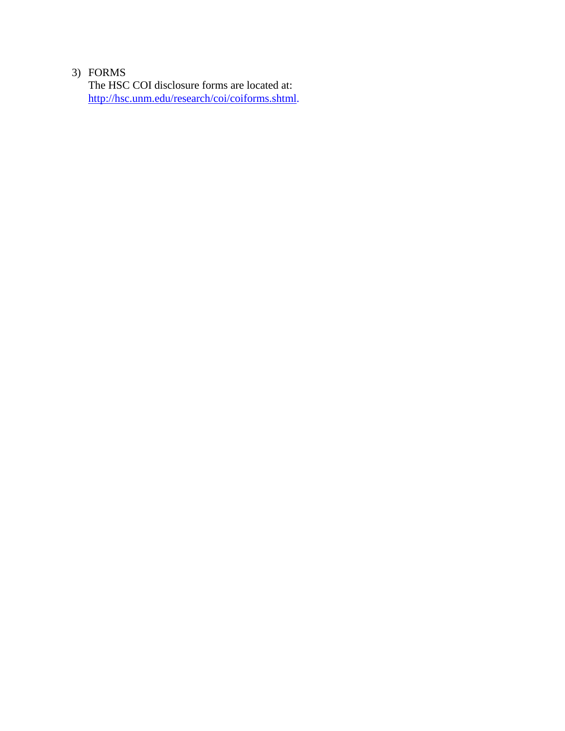3) FORMS

   The HSC COI disclosure forms are located at: [http://hsc.unm.edu/research/coi/coiforms.shtml](http://hsc.unm.edu/research/coi/coiforms.shtml).